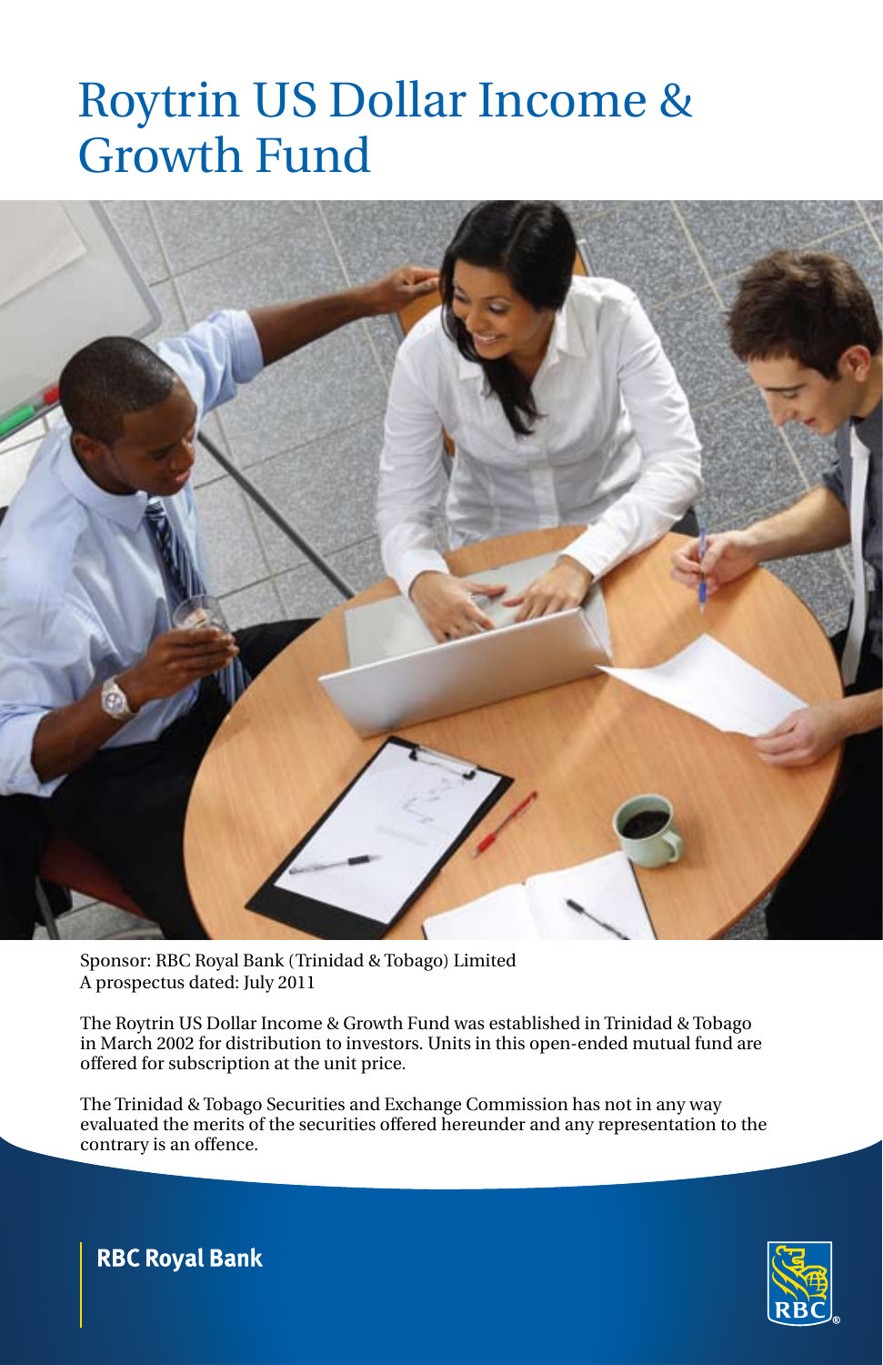# Roytrin US Dollar Income & Growth Fund

Sponsor: RBC Royal Bank (Trinidad & Tobago) Limited
A prospectus dated: July 2011

The Roytrin US Dollar Income & Growth Fund was established in Trinidad & Tobago in March 2002 for distribution to investors. Units in this open-ended mutual fund are offered for subscription at the unit price.

The Trinidad & Tobago Securities and Exchange Commission has not in any way evaluated the merits of the securities offered hereunder and any representation to the contrary is an offence.

**RBC Royal Bank**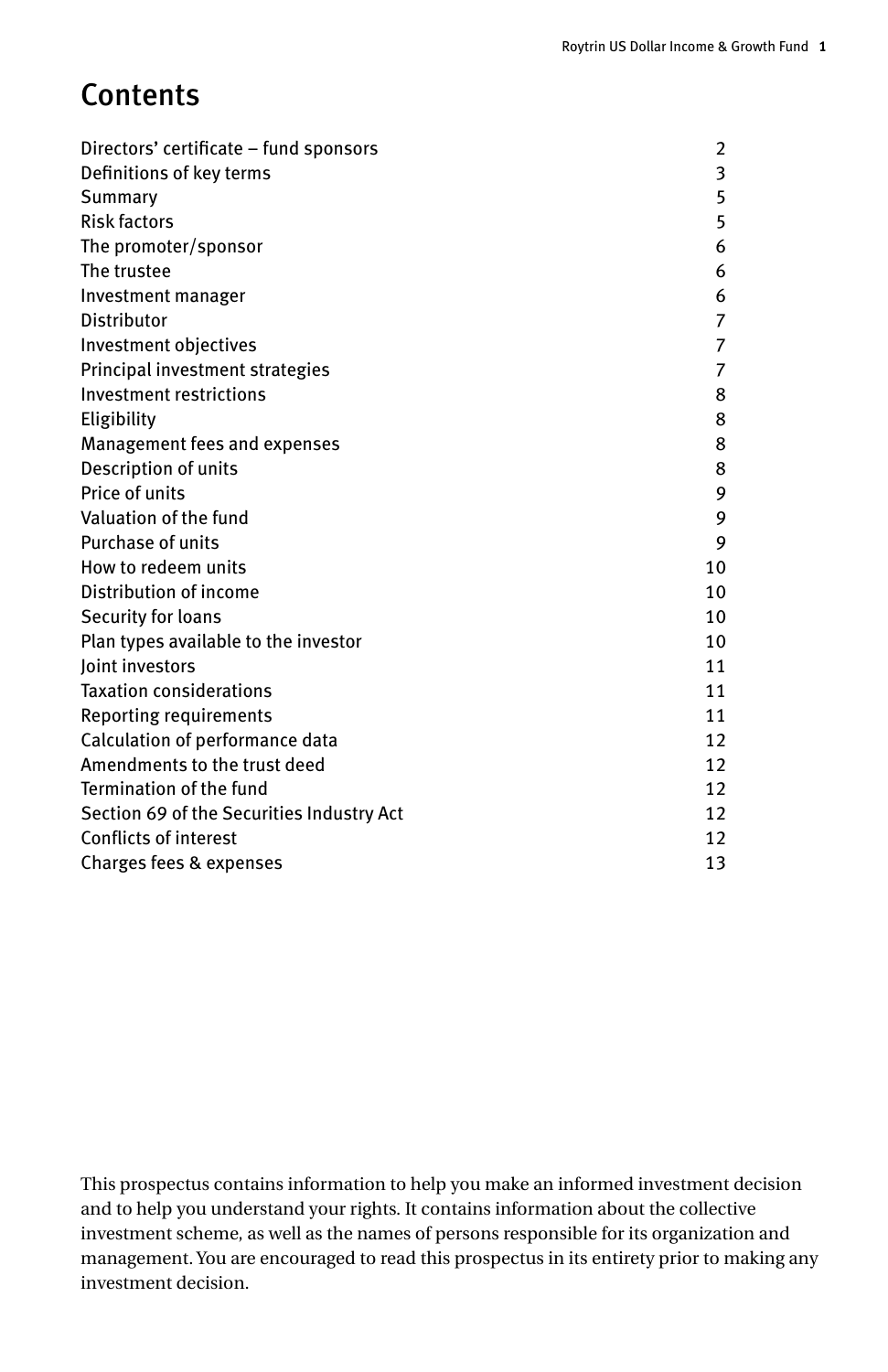# Contents

| | |
|---|---|
| Directors' certificate – fund sponsors | 2 |
| Definitions of key terms | 3 |
| Summary | 5 |
| Risk factors | 5 |
| The promoter/sponsor | 6 |
| The trustee | 6 |
| Investment manager | 6 |
| Distributor | 7 |
| Investment objectives | 7 |
| Principal investment strategies | 7 |
| Investment restrictions | 8 |
| Eligibility | 8 |
| Management fees and expenses | 8 |
| Description of units | 8 |
| Price of units | 9 |
| Valuation of the fund | 9 |
| Purchase of units | 9 |
| How to redeem units | 10 |
| Distribution of income | 10 |
| Security for loans | 10 |
| Plan types available to the investor | 10 |
| Joint investors | 11 |
| Taxation considerations | 11 |
| Reporting requirements | 11 |
| Calculation of performance data | 12 |
| Amendments to the trust deed | 12 |
| Termination of the fund | 12 |
| Section 69 of the Securities Industry Act | 12 |
| Conflicts of interest | 12 |
| Charges fees & expenses | 13 |

This prospectus contains information to help you make an informed investment decision and to help you understand your rights. It contains information about the collective investment scheme, as well as the names of persons responsible for its organization and management. You are encouraged to read this prospectus in its entirety prior to making any investment decision.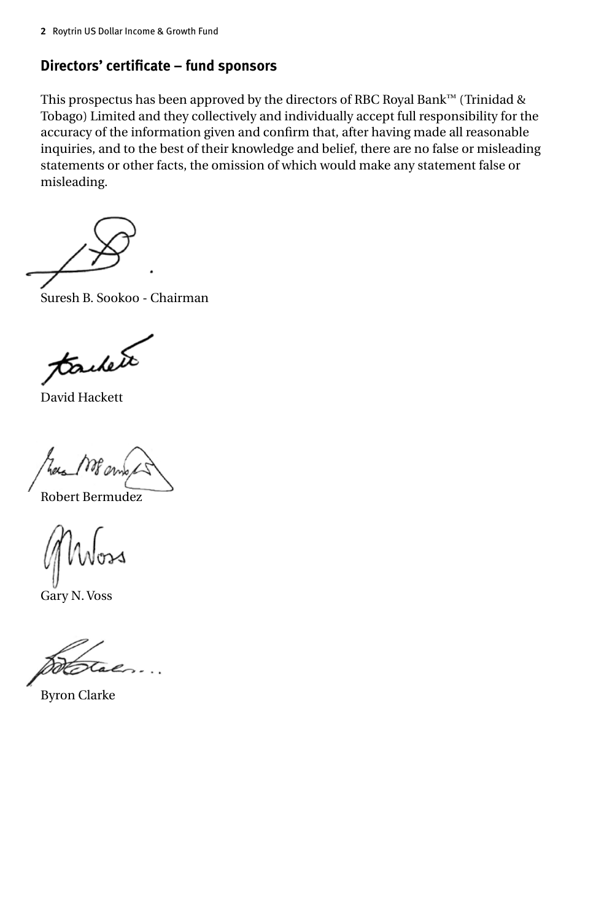## Directors' certificate – fund sponsors

This prospectus has been approved by the directors of RBC Royal Bank™ (Trinidad & Tobago) Limited and they collectively and individually accept full responsibility for the accuracy of the information given and confirm that, after having made all reasonable inquiries, and to the best of their knowledge and belief, there are no false or misleading statements or other facts, the omission of which would make any statement false or misleading.

Suresh B. Sookoo - Chairman

David Hackett

Robert Bermudez

Gary N. Voss

Byron Clarke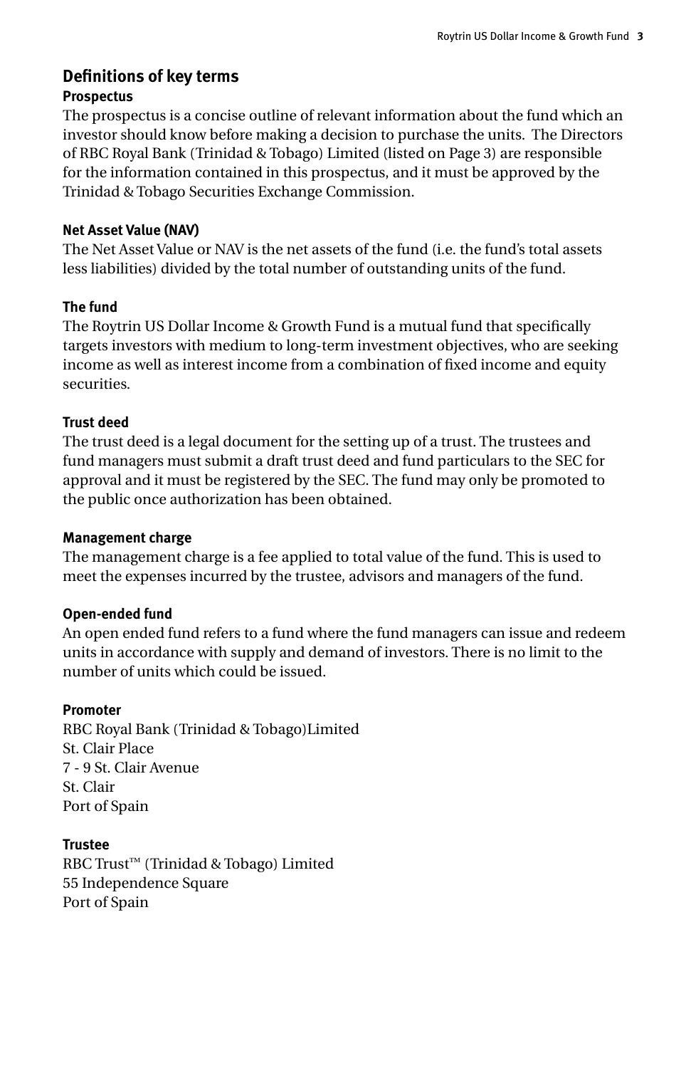## Definitions of key terms

### Prospectus

The prospectus is a concise outline of relevant information about the fund which an investor should know before making a decision to purchase the units. The Directors of RBC Royal Bank (Trinidad & Tobago) Limited (listed on Page 3) are responsible for the information contained in this prospectus, and it must be approved by the Trinidad & Tobago Securities Exchange Commission.

### Net Asset Value (NAV)

The Net Asset Value or NAV is the net assets of the fund (i.e. the fund's total assets less liabilities) divided by the total number of outstanding units of the fund.

### The fund

The Roytrin US Dollar Income & Growth Fund is a mutual fund that specifically targets investors with medium to long-term investment objectives, who are seeking income as well as interest income from a combination of fixed income and equity securities.

### Trust deed

The trust deed is a legal document for the setting up of a trust. The trustees and fund managers must submit a draft trust deed and fund particulars to the SEC for approval and it must be registered by the SEC. The fund may only be promoted to the public once authorization has been obtained.

### Management charge

The management charge is a fee applied to total value of the fund. This is used to meet the expenses incurred by the trustee, advisors and managers of the fund.

### Open-ended fund

An open ended fund refers to a fund where the fund managers can issue and redeem units in accordance with supply and demand of investors. There is no limit to the number of units which could be issued.

### Promoter

RBC Royal Bank (Trinidad & Tobago)Limited
St. Clair Place
7 - 9 St. Clair Avenue
St. Clair
Port of Spain

### Trustee

RBC Trust™ (Trinidad & Tobago) Limited
55 Independence Square
Port of Spain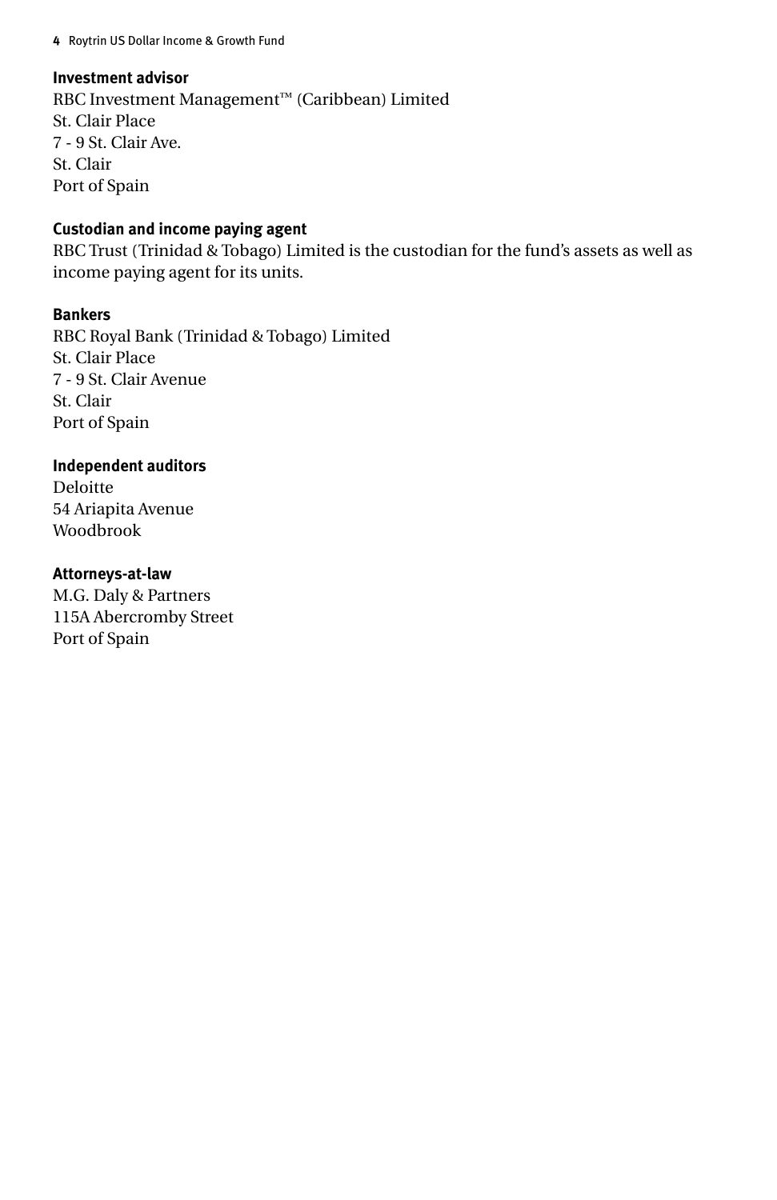**Investment advisor**

RBC Investment Management™ (Caribbean) Limited
St. Clair Place
7 - 9 St. Clair Ave.
St. Clair
Port of Spain

**Custodian and income paying agent**

RBC Trust (Trinidad & Tobago) Limited is the custodian for the fund's assets as well as income paying agent for its units.

**Bankers**

RBC Royal Bank (Trinidad & Tobago) Limited
St. Clair Place
7 - 9 St. Clair Avenue
St. Clair
Port of Spain

**Independent auditors**

Deloitte
54 Ariapita Avenue
Woodbrook

**Attorneys-at-law**

M.G. Daly & Partners
115A Abercromby Street
Port of Spain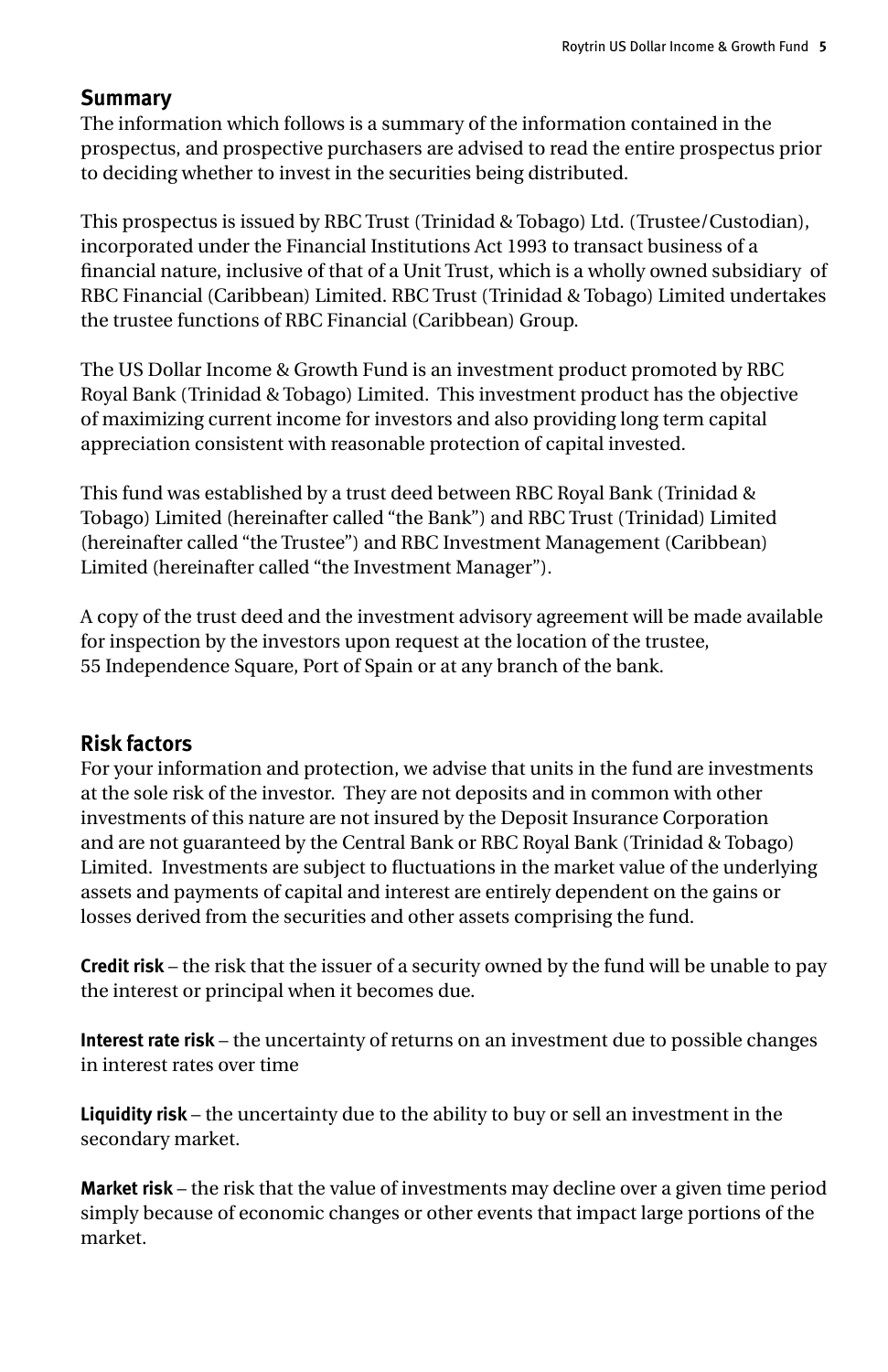## Summary

The information which follows is a summary of the information contained in the prospectus, and prospective purchasers are advised to read the entire prospectus prior to deciding whether to invest in the securities being distributed.

This prospectus is issued by RBC Trust (Trinidad & Tobago) Ltd. (Trustee/Custodian), incorporated under the Financial Institutions Act 1993 to transact business of a financial nature, inclusive of that of a Unit Trust, which is a wholly owned subsidiary of RBC Financial (Caribbean) Limited. RBC Trust (Trinidad & Tobago) Limited undertakes the trustee functions of RBC Financial (Caribbean) Group.

The US Dollar Income & Growth Fund is an investment product promoted by RBC Royal Bank (Trinidad & Tobago) Limited. This investment product has the objective of maximizing current income for investors and also providing long term capital appreciation consistent with reasonable protection of capital invested.

This fund was established by a trust deed between RBC Royal Bank (Trinidad & Tobago) Limited (hereinafter called "the Bank") and RBC Trust (Trinidad) Limited (hereinafter called "the Trustee") and RBC Investment Management (Caribbean) Limited (hereinafter called "the Investment Manager").

A copy of the trust deed and the investment advisory agreement will be made available for inspection by the investors upon request at the location of the trustee, 55 Independence Square, Port of Spain or at any branch of the bank.

## Risk factors

For your information and protection, we advise that units in the fund are investments at the sole risk of the investor. They are not deposits and in common with other investments of this nature are not insured by the Deposit Insurance Corporation and are not guaranteed by the Central Bank or RBC Royal Bank (Trinidad & Tobago) Limited. Investments are subject to fluctuations in the market value of the underlying assets and payments of capital and interest are entirely dependent on the gains or losses derived from the securities and other assets comprising the fund.

**Credit risk** – the risk that the issuer of a security owned by the fund will be unable to pay the interest or principal when it becomes due.

**Interest rate risk** – the uncertainty of returns on an investment due to possible changes in interest rates over time

**Liquidity risk** – the uncertainty due to the ability to buy or sell an investment in the secondary market.

**Market risk** – the risk that the value of investments may decline over a given time period simply because of economic changes or other events that impact large portions of the market.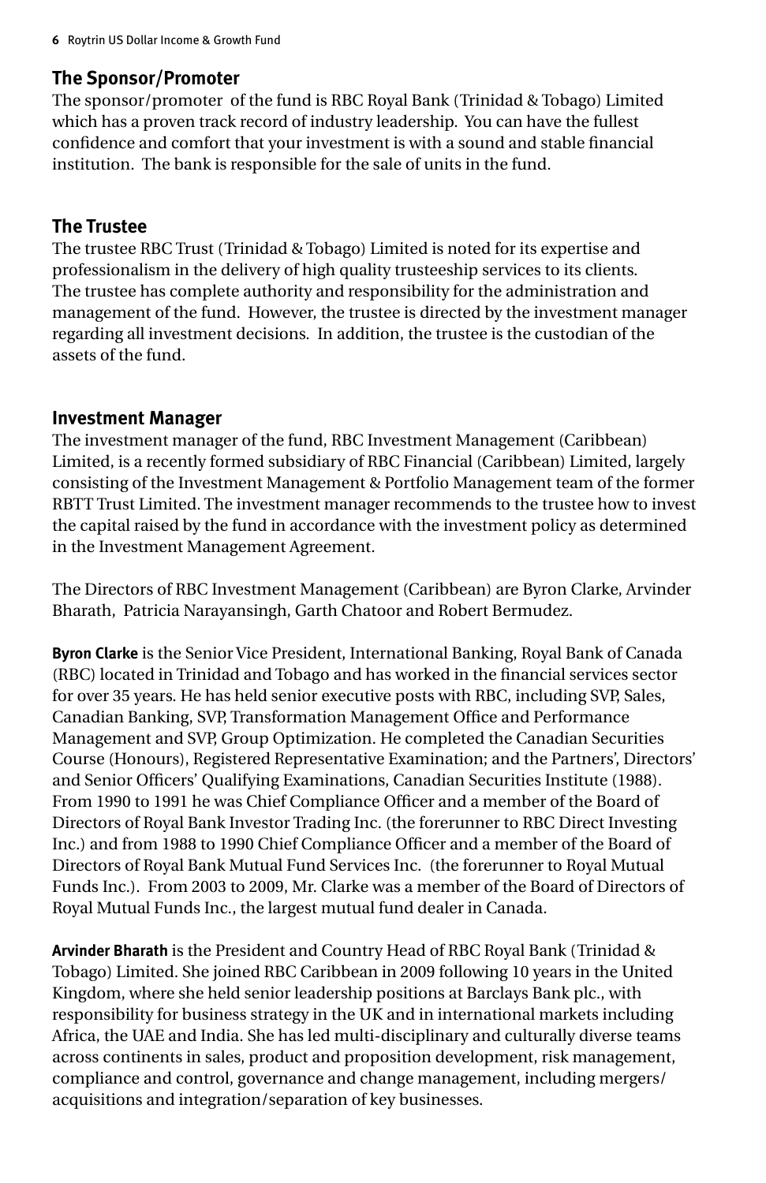## The Sponsor/Promoter

The sponsor/promoter of the fund is RBC Royal Bank (Trinidad & Tobago) Limited which has a proven track record of industry leadership. You can have the fullest confidence and comfort that your investment is with a sound and stable financial institution. The bank is responsible for the sale of units in the fund.

## The Trustee

The trustee RBC Trust (Trinidad & Tobago) Limited is noted for its expertise and professionalism in the delivery of high quality trusteeship services to its clients. The trustee has complete authority and responsibility for the administration and management of the fund. However, the trustee is directed by the investment manager regarding all investment decisions. In addition, the trustee is the custodian of the assets of the fund.

## Investment Manager

The investment manager of the fund, RBC Investment Management (Caribbean) Limited, is a recently formed subsidiary of RBC Financial (Caribbean) Limited, largely consisting of the Investment Management & Portfolio Management team of the former RBTT Trust Limited. The investment manager recommends to the trustee how to invest the capital raised by the fund in accordance with the investment policy as determined in the Investment Management Agreement.

The Directors of RBC Investment Management (Caribbean) are Byron Clarke, Arvinder Bharath, Patricia Narayansingh, Garth Chatoor and Robert Bermudez.

**Byron Clarke** is the Senior Vice President, International Banking, Royal Bank of Canada (RBC) located in Trinidad and Tobago and has worked in the financial services sector for over 35 years. He has held senior executive posts with RBC, including SVP, Sales, Canadian Banking, SVP, Transformation Management Office and Performance Management and SVP, Group Optimization. He completed the Canadian Securities Course (Honours), Registered Representative Examination; and the Partners', Directors' and Senior Officers' Qualifying Examinations, Canadian Securities Institute (1988). From 1990 to 1991 he was Chief Compliance Officer and a member of the Board of Directors of Royal Bank Investor Trading Inc. (the forerunner to RBC Direct Investing Inc.) and from 1988 to 1990 Chief Compliance Officer and a member of the Board of Directors of Royal Bank Mutual Fund Services Inc. (the forerunner to Royal Mutual Funds Inc.). From 2003 to 2009, Mr. Clarke was a member of the Board of Directors of Royal Mutual Funds Inc., the largest mutual fund dealer in Canada.

**Arvinder Bharath** is the President and Country Head of RBC Royal Bank (Trinidad & Tobago) Limited. She joined RBC Caribbean in 2009 following 10 years in the United Kingdom, where she held senior leadership positions at Barclays Bank plc., with responsibility for business strategy in the UK and in international markets including Africa, the UAE and India. She has led multi-disciplinary and culturally diverse teams across continents in sales, product and proposition development, risk management, compliance and control, governance and change management, including mergers/acquisitions and integration/separation of key businesses.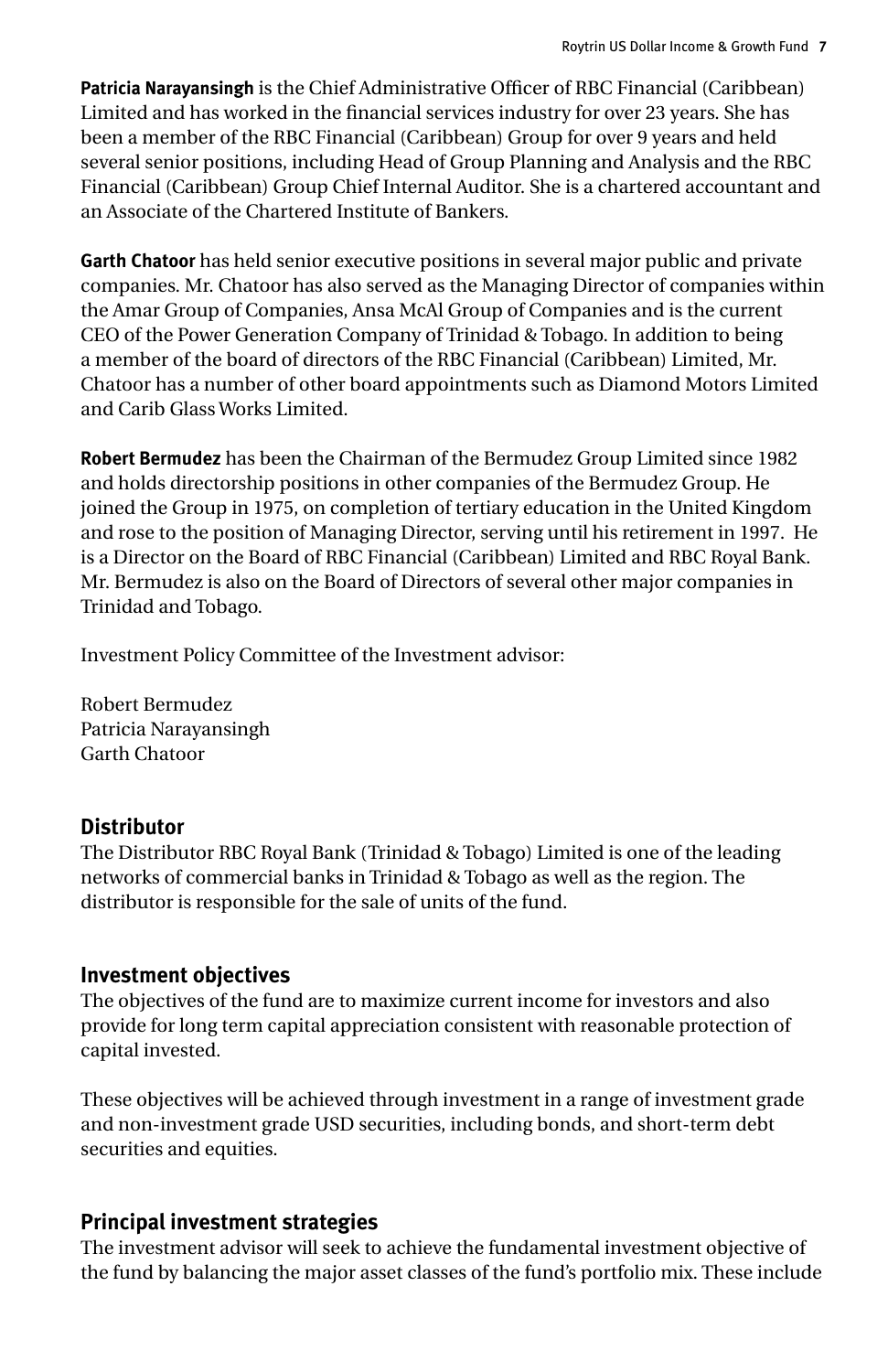**Patricia Narayansingh** is the Chief Administrative Officer of RBC Financial (Caribbean) Limited and has worked in the financial services industry for over 23 years. She has been a member of the RBC Financial (Caribbean) Group for over 9 years and held several senior positions, including Head of Group Planning and Analysis and the RBC Financial (Caribbean) Group Chief Internal Auditor. She is a chartered accountant and an Associate of the Chartered Institute of Bankers.

**Garth Chatoor** has held senior executive positions in several major public and private companies. Mr. Chatoor has also served as the Managing Director of companies within the Amar Group of Companies, Ansa McAl Group of Companies and is the current CEO of the Power Generation Company of Trinidad & Tobago. In addition to being a member of the board of directors of the RBC Financial (Caribbean) Limited, Mr. Chatoor has a number of other board appointments such as Diamond Motors Limited and Carib Glass Works Limited.

**Robert Bermudez** has been the Chairman of the Bermudez Group Limited since 1982 and holds directorship positions in other companies of the Bermudez Group. He joined the Group in 1975, on completion of tertiary education in the United Kingdom and rose to the position of Managing Director, serving until his retirement in 1997. He is a Director on the Board of RBC Financial (Caribbean) Limited and RBC Royal Bank. Mr. Bermudez is also on the Board of Directors of several other major companies in Trinidad and Tobago.

Investment Policy Committee of the Investment advisor:

Robert Bermudez
Patricia Narayansingh
Garth Chatoor

## Distributor

The Distributor RBC Royal Bank (Trinidad & Tobago) Limited is one of the leading networks of commercial banks in Trinidad & Tobago as well as the region. The distributor is responsible for the sale of units of the fund.

## Investment objectives

The objectives of the fund are to maximize current income for investors and also provide for long term capital appreciation consistent with reasonable protection of capital invested.

These objectives will be achieved through investment in a range of investment grade and non-investment grade USD securities, including bonds, and short-term debt securities and equities.

## Principal investment strategies

The investment advisor will seek to achieve the fundamental investment objective of the fund by balancing the major asset classes of the fund's portfolio mix. These include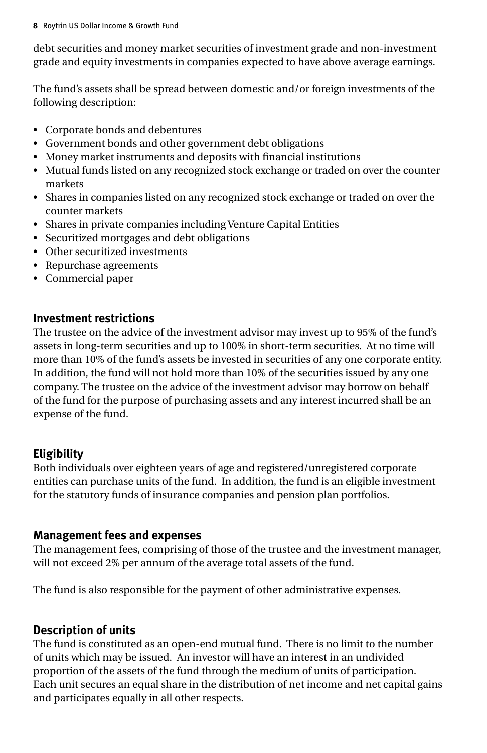debt securities and money market securities of investment grade and non-investment grade and equity investments in companies expected to have above average earnings.

The fund's assets shall be spread between domestic and/or foreign investments of the following description:

- Corporate bonds and debentures
- Government bonds and other government debt obligations
- Money market instruments and deposits with financial institutions
- Mutual funds listed on any recognized stock exchange or traded on over the counter markets
- Shares in companies listed on any recognized stock exchange or traded on over the counter markets
- Shares in private companies including Venture Capital Entities
- Securitized mortgages and debt obligations
- Other securitized investments
- Repurchase agreements
- Commercial paper

## Investment restrictions

The trustee on the advice of the investment advisor may invest up to 95% of the fund's assets in long-term securities and up to 100% in short-term securities. At no time will more than 10% of the fund's assets be invested in securities of any one corporate entity. In addition, the fund will not hold more than 10% of the securities issued by any one company. The trustee on the advice of the investment advisor may borrow on behalf of the fund for the purpose of purchasing assets and any interest incurred shall be an expense of the fund.

## Eligibility

Both individuals over eighteen years of age and registered/unregistered corporate entities can purchase units of the fund. In addition, the fund is an eligible investment for the statutory funds of insurance companies and pension plan portfolios.

## Management fees and expenses

The management fees, comprising of those of the trustee and the investment manager, will not exceed 2% per annum of the average total assets of the fund.

The fund is also responsible for the payment of other administrative expenses.

## Description of units

The fund is constituted as an open-end mutual fund. There is no limit to the number of units which may be issued. An investor will have an interest in an undivided proportion of the assets of the fund through the medium of units of participation. Each unit secures an equal share in the distribution of net income and net capital gains and participates equally in all other respects.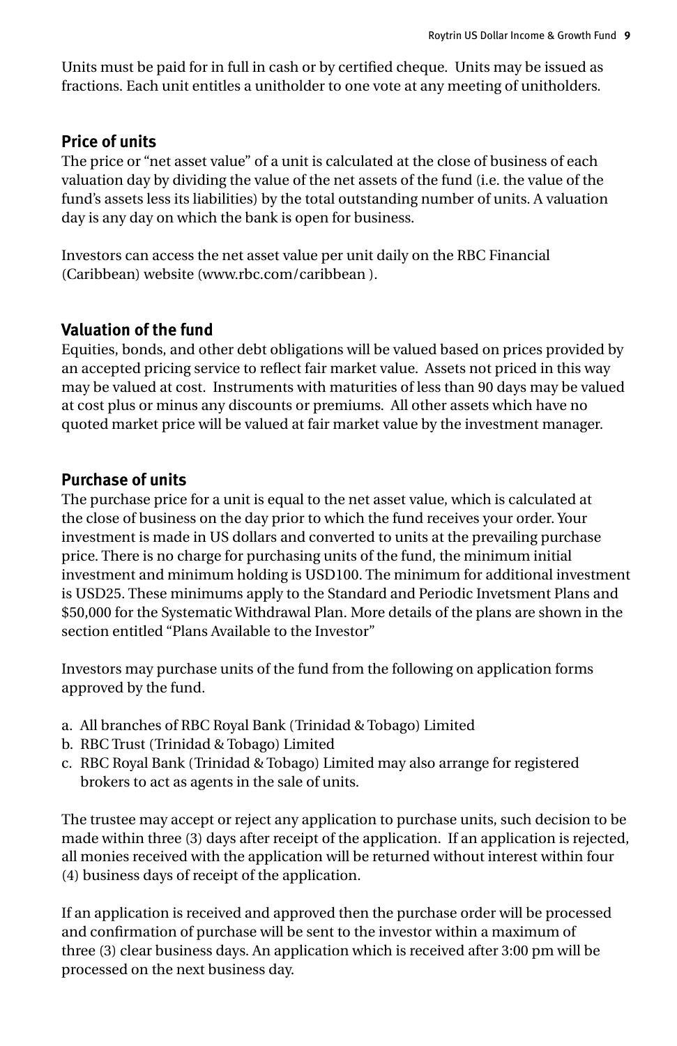Units must be paid for in full in cash or by certified cheque.  Units may be issued as fractions. Each unit entitles a unitholder to one vote at any meeting of unitholders.

## Price of units

The price or "net asset value" of a unit is calculated at the close of business of each valuation day by dividing the value of the net assets of the fund (i.e. the value of the fund's assets less its liabilities) by the total outstanding number of units. A valuation day is any day on which the bank is open for business.

Investors can access the net asset value per unit daily on the RBC Financial (Caribbean) website (www.rbc.com/caribbean ).

## Valuation of the fund

Equities, bonds, and other debt obligations will be valued based on prices provided by an accepted pricing service to reflect fair market value.  Assets not priced in this way may be valued at cost.  Instruments with maturities of less than 90 days may be valued at cost plus or minus any discounts or premiums.  All other assets which have no quoted market price will be valued at fair market value by the investment manager.

## Purchase of units

The purchase price for a unit is equal to the net asset value, which is calculated at the close of business on the day prior to which the fund receives your order. Your investment is made in US dollars and converted to units at the prevailing purchase price. There is no charge for purchasing units of the fund, the minimum initial investment and minimum holding is USD100. The minimum for additional investment is USD25. These minimums apply to the Standard and Periodic Invetsment Plans and $50,000 for the Systematic Withdrawal Plan. More details of the plans are shown in the section entitled "Plans Available to the Investor"

Investors may purchase units of the fund from the following on application forms approved by the fund.

a. All branches of RBC Royal Bank (Trinidad & Tobago) Limited
b. RBC Trust (Trinidad & Tobago) Limited
c. RBC Royal Bank (Trinidad & Tobago) Limited may also arrange for registered brokers to act as agents in the sale of units.

The trustee may accept or reject any application to purchase units, such decision to be made within three (3) days after receipt of the application.  If an application is rejected, all monies received with the application will be returned without interest within four (4) business days of receipt of the application.

If an application is received and approved then the purchase order will be processed and confirmation of purchase will be sent to the investor within a maximum of three (3) clear business days. An application which is received after 3:00 pm will be processed on the next business day.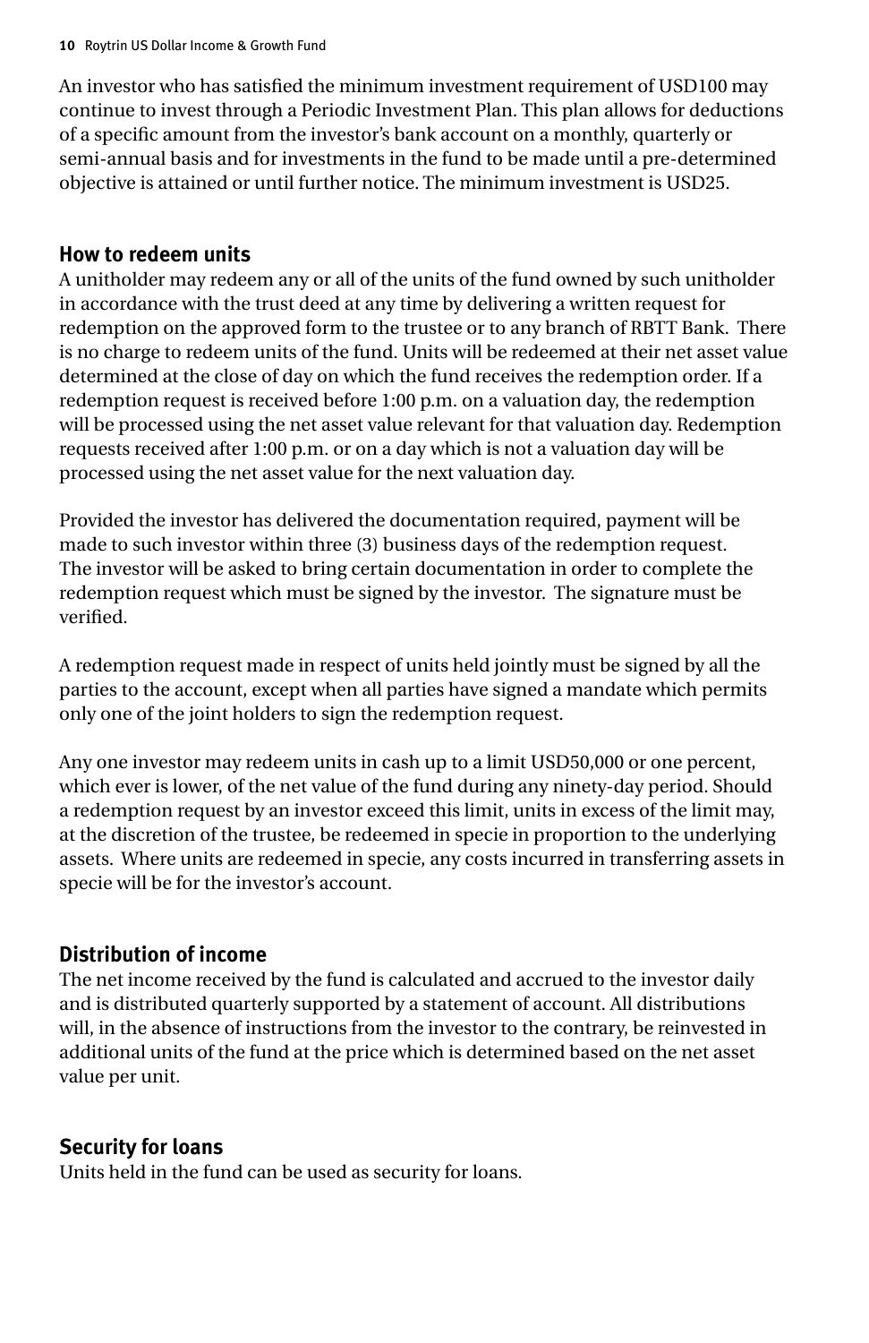An investor who has satisfied the minimum investment requirement of USD100 may continue to invest through a Periodic Investment Plan. This plan allows for deductions of a specific amount from the investor's bank account on a monthly, quarterly or semi-annual basis and for investments in the fund to be made until a pre-determined objective is attained or until further notice. The minimum investment is USD25.

## How to redeem units

A unitholder may redeem any or all of the units of the fund owned by such unitholder in accordance with the trust deed at any time by delivering a written request for redemption on the approved form to the trustee or to any branch of RBTT Bank. There is no charge to redeem units of the fund. Units will be redeemed at their net asset value determined at the close of day on which the fund receives the redemption order. If a redemption request is received before 1:00 p.m. on a valuation day, the redemption will be processed using the net asset value relevant for that valuation day. Redemption requests received after 1:00 p.m. or on a day which is not a valuation day will be processed using the net asset value for the next valuation day.

Provided the investor has delivered the documentation required, payment will be made to such investor within three (3) business days of the redemption request. The investor will be asked to bring certain documentation in order to complete the redemption request which must be signed by the investor. The signature must be verified.

A redemption request made in respect of units held jointly must be signed by all the parties to the account, except when all parties have signed a mandate which permits only one of the joint holders to sign the redemption request.

Any one investor may redeem units in cash up to a limit USD50,000 or one percent, which ever is lower, of the net value of the fund during any ninety-day period. Should a redemption request by an investor exceed this limit, units in excess of the limit may, at the discretion of the trustee, be redeemed in specie in proportion to the underlying assets. Where units are redeemed in specie, any costs incurred in transferring assets in specie will be for the investor's account.

## Distribution of income

The net income received by the fund is calculated and accrued to the investor daily and is distributed quarterly supported by a statement of account. All distributions will, in the absence of instructions from the investor to the contrary, be reinvested in additional units of the fund at the price which is determined based on the net asset value per unit.

## Security for loans

Units held in the fund can be used as security for loans.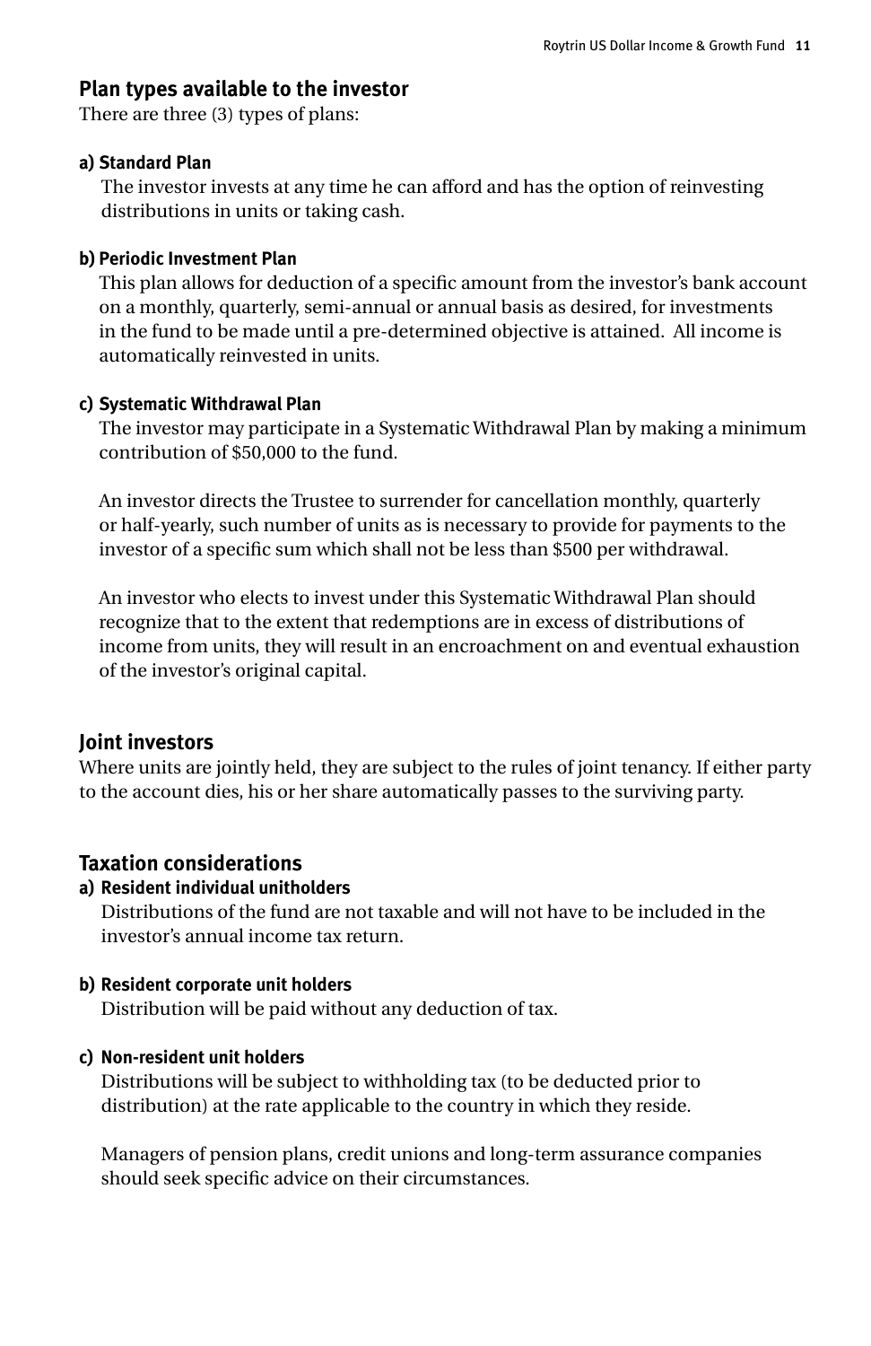## Plan types available to the investor

There are three (3) types of plans:

**a) Standard Plan**

The investor invests at any time he can afford and has the option of reinvesting distributions in units or taking cash.

**b) Periodic Investment Plan**

This plan allows for deduction of a specific amount from the investor's bank account on a monthly, quarterly, semi-annual or annual basis as desired, for investments in the fund to be made until a pre-determined objective is attained. All income is automatically reinvested in units.

**c) Systematic Withdrawal Plan**

The investor may participate in a Systematic Withdrawal Plan by making a minimum contribution of $50,000 to the fund.

An investor directs the Trustee to surrender for cancellation monthly, quarterly or half-yearly, such number of units as is necessary to provide for payments to the investor of a specific sum which shall not be less than $500 per withdrawal.

An investor who elects to invest under this Systematic Withdrawal Plan should recognize that to the extent that redemptions are in excess of distributions of income from units, they will result in an encroachment on and eventual exhaustion of the investor's original capital.

## Joint investors

Where units are jointly held, they are subject to the rules of joint tenancy. If either party to the account dies, his or her share automatically passes to the surviving party.

## Taxation considerations

**a) Resident individual unitholders**

Distributions of the fund are not taxable and will not have to be included in the investor's annual income tax return.

**b) Resident corporate unit holders**

Distribution will be paid without any deduction of tax.

**c) Non-resident unit holders**

Distributions will be subject to withholding tax (to be deducted prior to distribution) at the rate applicable to the country in which they reside.

Managers of pension plans, credit unions and long-term assurance companies should seek specific advice on their circumstances.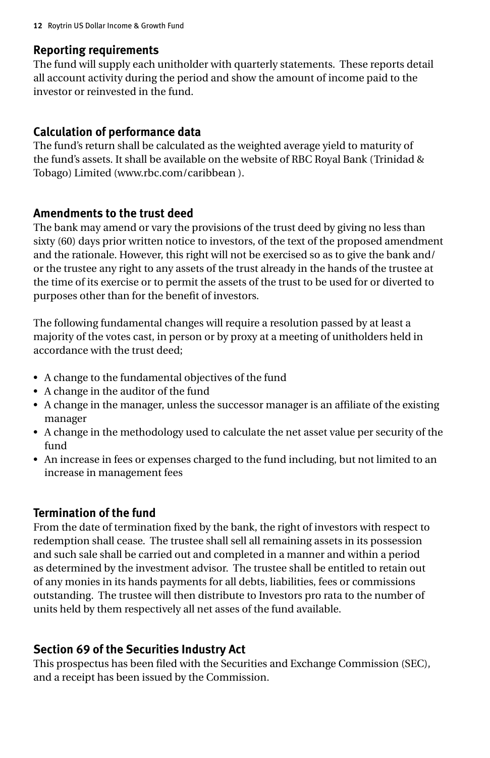## Reporting requirements

The fund will supply each unitholder with quarterly statements. These reports detail all account activity during the period and show the amount of income paid to the investor or reinvested in the fund.

## Calculation of performance data

The fund's return shall be calculated as the weighted average yield to maturity of the fund's assets. It shall be available on the website of RBC Royal Bank (Trinidad & Tobago) Limited (www.rbc.com/caribbean ).

## Amendments to the trust deed

The bank may amend or vary the provisions of the trust deed by giving no less than sixty (60) days prior written notice to investors, of the text of the proposed amendment and the rationale. However, this right will not be exercised so as to give the bank and/or the trustee any right to any assets of the trust already in the hands of the trustee at the time of its exercise or to permit the assets of the trust to be used for or diverted to purposes other than for the benefit of investors.

The following fundamental changes will require a resolution passed by at least a majority of the votes cast, in person or by proxy at a meeting of unitholders held in accordance with the trust deed;

- A change to the fundamental objectives of the fund
- A change in the auditor of the fund
- A change in the manager, unless the successor manager is an affiliate of the existing manager
- A change in the methodology used to calculate the net asset value per security of the fund
- An increase in fees or expenses charged to the fund including, but not limited to an increase in management fees

## Termination of the fund

From the date of termination fixed by the bank, the right of investors with respect to redemption shall cease. The trustee shall sell all remaining assets in its possession and such sale shall be carried out and completed in a manner and within a period as determined by the investment advisor. The trustee shall be entitled to retain out of any monies in its hands payments for all debts, liabilities, fees or commissions outstanding. The trustee will then distribute to Investors pro rata to the number of units held by them respectively all net asses of the fund available.

## Section 69 of the Securities Industry Act

This prospectus has been filed with the Securities and Exchange Commission (SEC), and a receipt has been issued by the Commission.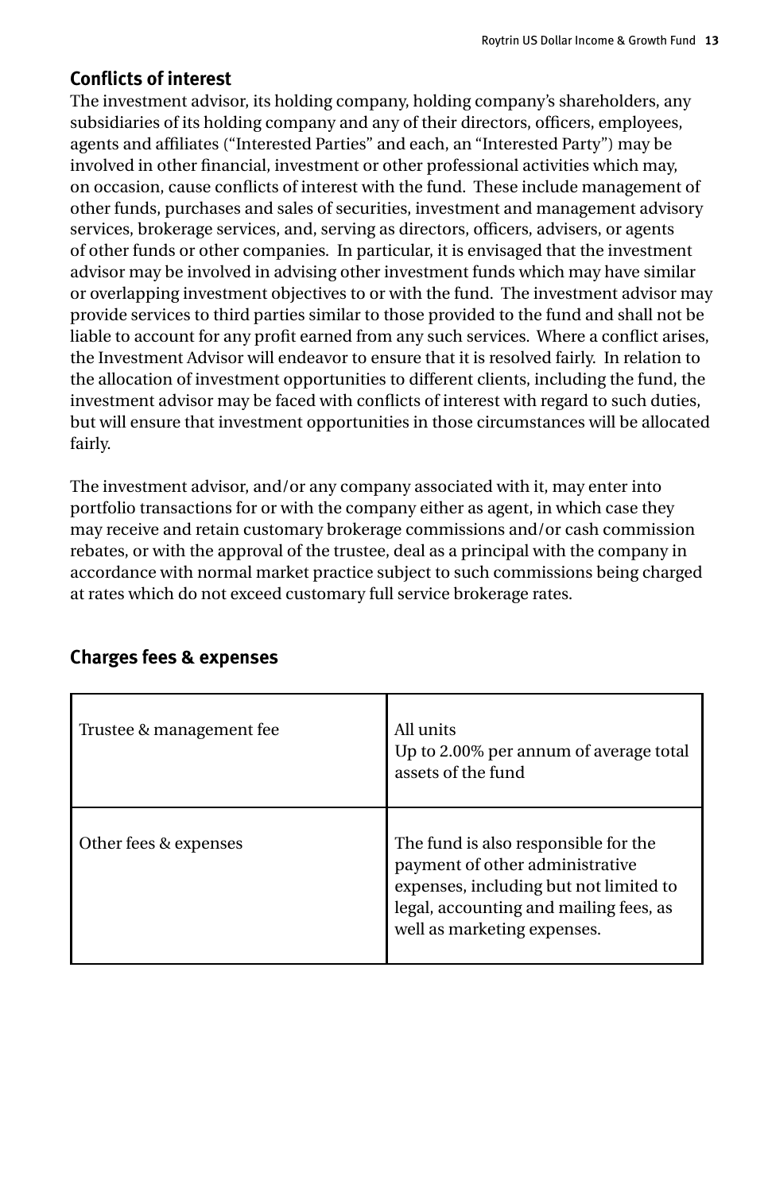## Conflicts of interest

The investment advisor, its holding company, holding company's shareholders, any subsidiaries of its holding company and any of their directors, officers, employees, agents and affiliates ("Interested Parties" and each, an "Interested Party") may be involved in other financial, investment or other professional activities which may, on occasion, cause conflicts of interest with the fund. These include management of other funds, purchases and sales of securities, investment and management advisory services, brokerage services, and, serving as directors, officers, advisers, or agents of other funds or other companies. In particular, it is envisaged that the investment advisor may be involved in advising other investment funds which may have similar or overlapping investment objectives to or with the fund. The investment advisor may provide services to third parties similar to those provided to the fund and shall not be liable to account for any profit earned from any such services. Where a conflict arises, the Investment Advisor will endeavor to ensure that it is resolved fairly. In relation to the allocation of investment opportunities to different clients, including the fund, the investment advisor may be faced with conflicts of interest with regard to such duties, but will ensure that investment opportunities in those circumstances will be allocated fairly.

The investment advisor, and/or any company associated with it, may enter into portfolio transactions for or with the company either as agent, in which case they may receive and retain customary brokerage commissions and/or cash commission rebates, or with the approval of the trustee, deal as a principal with the company in accordance with normal market practice subject to such commissions being charged at rates which do not exceed customary full service brokerage rates.

## Charges fees & expenses

| | |
|---|---|
| Trustee & management fee | All units<br>Up to 2.00% per annum of average total assets of the fund |
| Other fees & expenses | The fund is also responsible for the payment of other administrative expenses, including but not limited to legal, accounting and mailing fees, as well as marketing expenses. |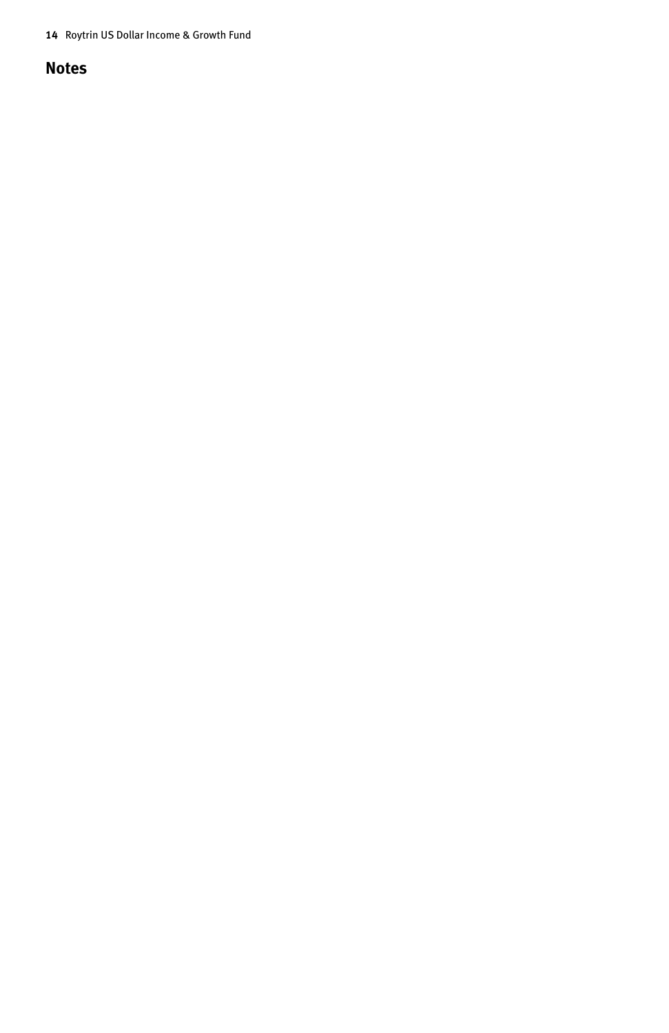## Notes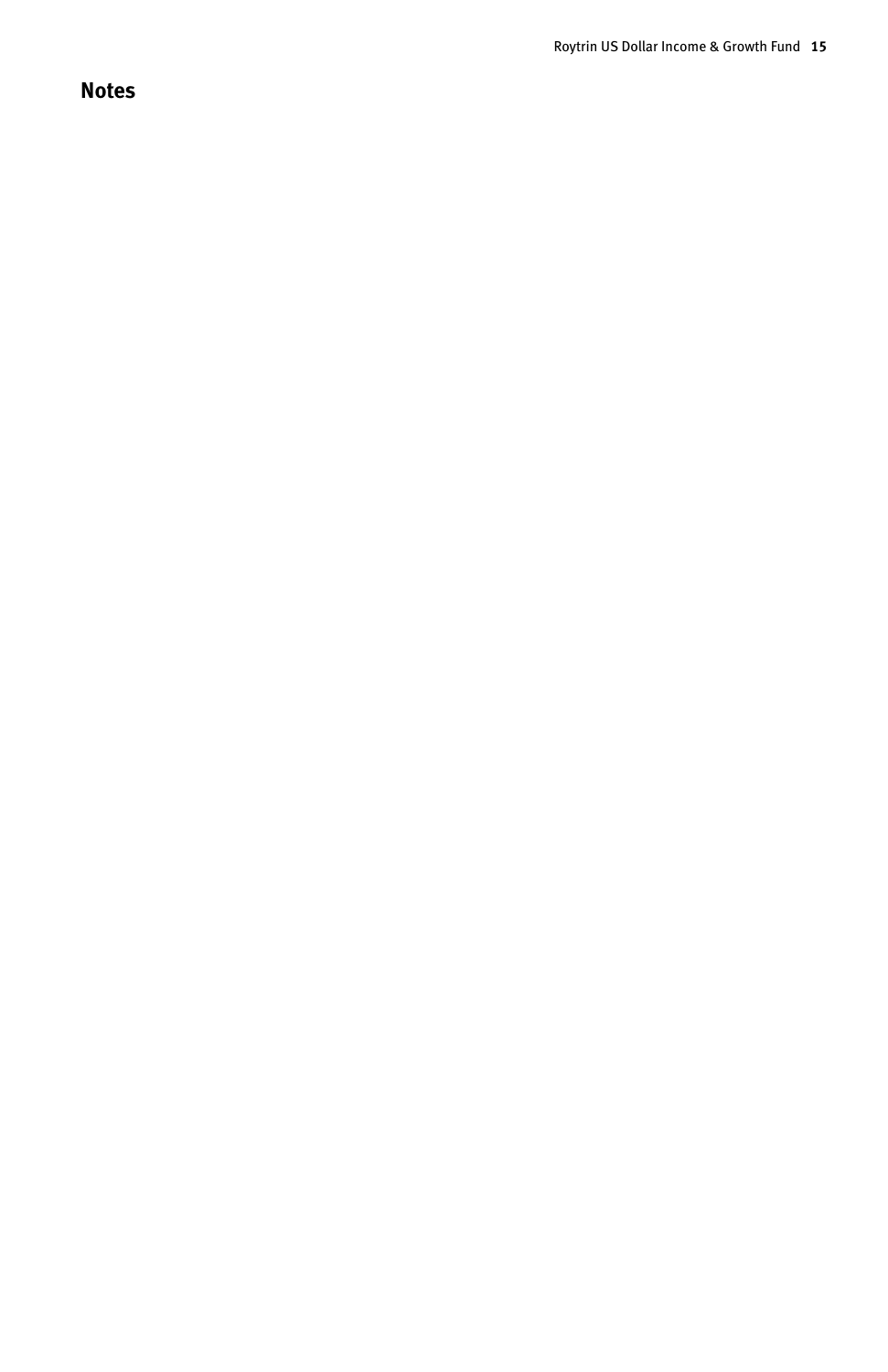## Notes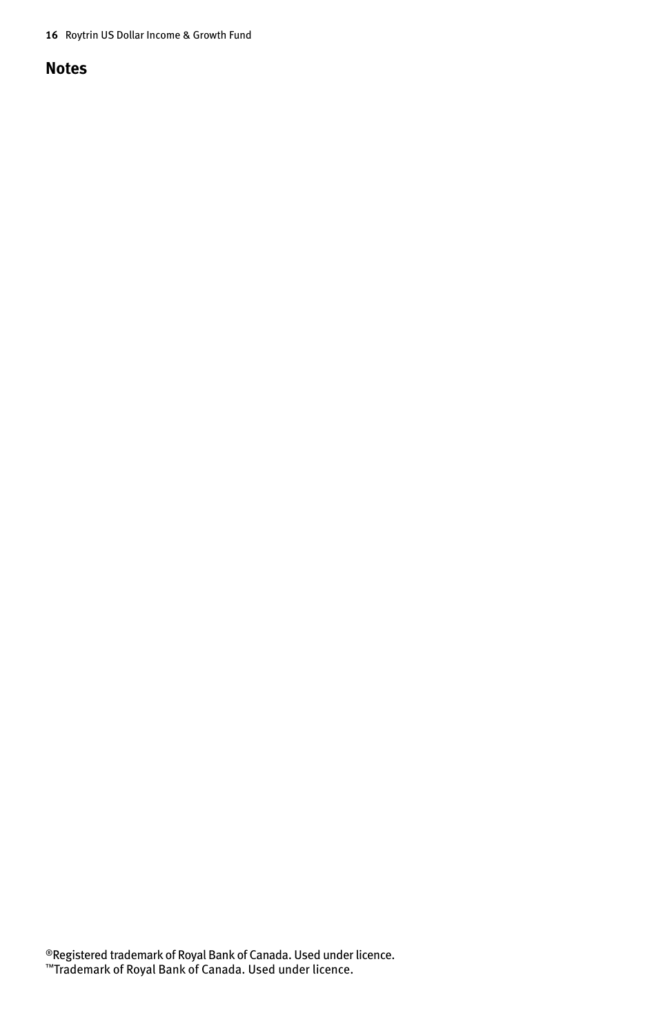# Notes

®Registered trademark of Royal Bank of Canada. Used under licence.
™Trademark of Royal Bank of Canada. Used under licence.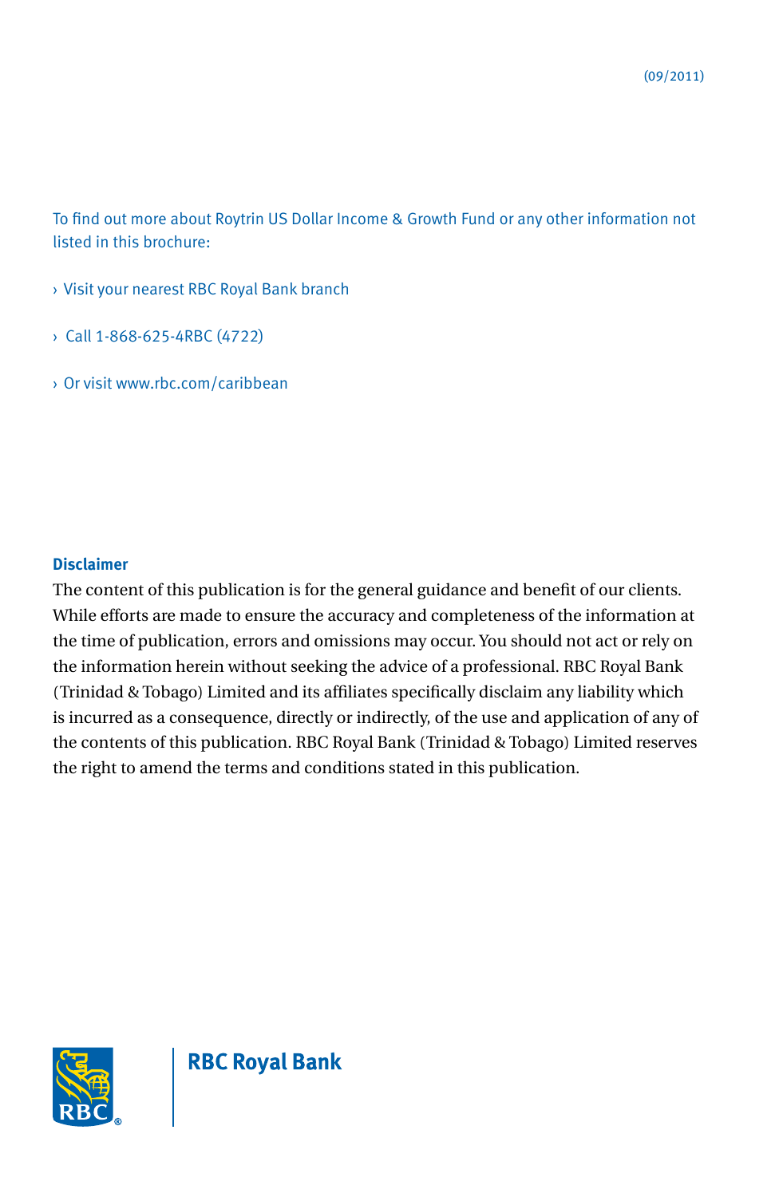(09/2011)

To find out more about Roytrin US Dollar Income & Growth Fund or any other information not listed in this brochure:

› Visit your nearest RBC Royal Bank branch

› Call 1-868-625-4RBC (4722)

› Or visit www.rbc.com/caribbean

**Disclaimer**

The content of this publication is for the general guidance and benefit of our clients. While efforts are made to ensure the accuracy and completeness of the information at the time of publication, errors and omissions may occur. You should not act or rely on the information herein without seeking the advice of a professional. RBC Royal Bank (Trinidad & Tobago) Limited and its affiliates specifically disclaim any liability which is incurred as a consequence, directly or indirectly, of the use and application of any of the contents of this publication. RBC Royal Bank (Trinidad & Tobago) Limited reserves the right to amend the terms and conditions stated in this publication.

RBC Royal Bank